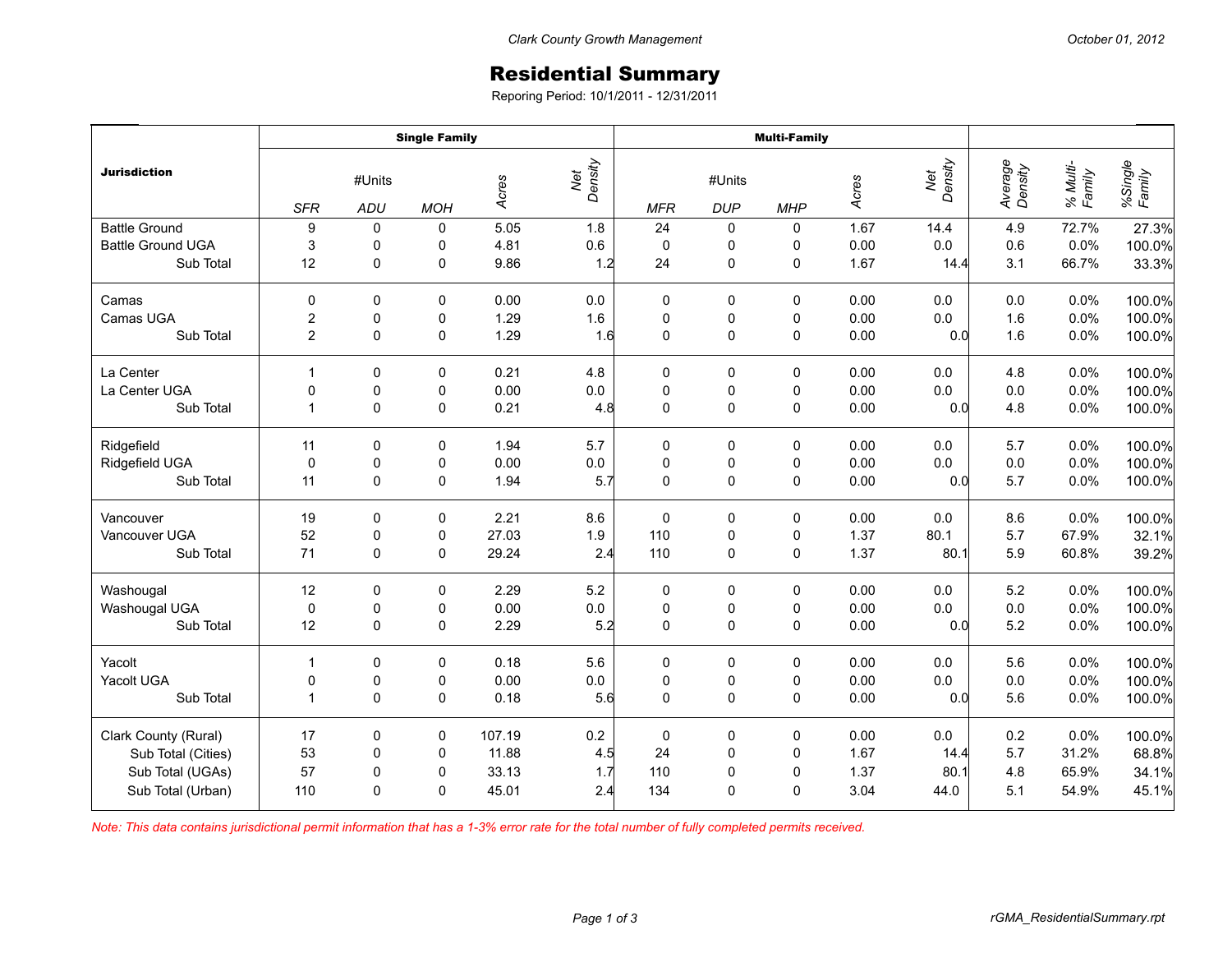Clark County Growth Management

October 01, 2012

# Residential Summary

Reporing Period: 10/1/2011 - 12/31/2011

| Jurisdiction | Single Family | | | | | Multi-Family | | | | | | | |
|---|---|---|---|---|---|---|---|---|---|---|---|---|---|
| | #Units | | | Acres | Net Density | #Units | | | Acres | Net Density | Average Density | % Multi-Family | %Single Family |
| | SFR | ADU | MOH | | | MFR | DUP | MHP | | | | | |
| Battle Ground | 9 | 0 | 0 | 5.05 | 1.8 | 24 | 0 | 0 | 1.67 | 14.4 | 4.9 | 72.7% | 27.3% |
| Battle Ground UGA | 3 | 0 | 0 | 4.81 | 0.6 | 0 | 0 | 0 | 0.00 | 0.0 | 0.6 | 0.0% | 100.0% |
| Sub Total | 12 | 0 | 0 | 9.86 | 1.2 | 24 | 0 | 0 | 1.67 | 14.4 | 3.1 | 66.7% | 33.3% |
| Camas | 0 | 0 | 0 | 0.00 | 0.0 | 0 | 0 | 0 | 0.00 | 0.0 | 0.0 | 0.0% | 100.0% |
| Camas UGA | 2 | 0 | 0 | 1.29 | 1.6 | 0 | 0 | 0 | 0.00 | 0.0 | 1.6 | 0.0% | 100.0% |
| Sub Total | 2 | 0 | 0 | 1.29 | 1.6 | 0 | 0 | 0 | 0.00 | 0.0 | 1.6 | 0.0% | 100.0% |
| La Center | 1 | 0 | 0 | 0.21 | 4.8 | 0 | 0 | 0 | 0.00 | 0.0 | 4.8 | 0.0% | 100.0% |
| La Center UGA | 0 | 0 | 0 | 0.00 | 0.0 | 0 | 0 | 0 | 0.00 | 0.0 | 0.0 | 0.0% | 100.0% |
| Sub Total | 1 | 0 | 0 | 0.21 | 4.8 | 0 | 0 | 0 | 0.00 | 0.0 | 4.8 | 0.0% | 100.0% |
| Ridgefield | 11 | 0 | 0 | 1.94 | 5.7 | 0 | 0 | 0 | 0.00 | 0.0 | 5.7 | 0.0% | 100.0% |
| Ridgefield UGA | 0 | 0 | 0 | 0.00 | 0.0 | 0 | 0 | 0 | 0.00 | 0.0 | 0.0 | 0.0% | 100.0% |
| Sub Total | 11 | 0 | 0 | 1.94 | 5.7 | 0 | 0 | 0 | 0.00 | 0.0 | 5.7 | 0.0% | 100.0% |
| Vancouver | 19 | 0 | 0 | 2.21 | 8.6 | 0 | 0 | 0 | 0.00 | 0.0 | 8.6 | 0.0% | 100.0% |
| Vancouver UGA | 52 | 0 | 0 | 27.03 | 1.9 | 110 | 0 | 0 | 1.37 | 80.1 | 5.7 | 67.9% | 32.1% |
| Sub Total | 71 | 0 | 0 | 29.24 | 2.4 | 110 | 0 | 0 | 1.37 | 80.1 | 5.9 | 60.8% | 39.2% |
| Washougal | 12 | 0 | 0 | 2.29 | 5.2 | 0 | 0 | 0 | 0.00 | 0.0 | 5.2 | 0.0% | 100.0% |
| Washougal UGA | 0 | 0 | 0 | 0.00 | 0.0 | 0 | 0 | 0 | 0.00 | 0.0 | 0.0 | 0.0% | 100.0% |
| Sub Total | 12 | 0 | 0 | 2.29 | 5.2 | 0 | 0 | 0 | 0.00 | 0.0 | 5.2 | 0.0% | 100.0% |
| Yacolt | 1 | 0 | 0 | 0.18 | 5.6 | 0 | 0 | 0 | 0.00 | 0.0 | 5.6 | 0.0% | 100.0% |
| Yacolt UGA | 0 | 0 | 0 | 0.00 | 0.0 | 0 | 0 | 0 | 0.00 | 0.0 | 0.0 | 0.0% | 100.0% |
| Sub Total | 1 | 0 | 0 | 0.18 | 5.6 | 0 | 0 | 0 | 0.00 | 0.0 | 5.6 | 0.0% | 100.0% |
| Clark County (Rural) | 17 | 0 | 0 | 107.19 | 0.2 | 0 | 0 | 0 | 0.00 | 0.0 | 0.2 | 0.0% | 100.0% |
| Sub Total (Cities) | 53 | 0 | 0 | 11.88 | 4.5 | 24 | 0 | 0 | 1.67 | 14.4 | 5.7 | 31.2% | 68.8% |
| Sub Total (UGAs) | 57 | 0 | 0 | 33.13 | 1.7 | 110 | 0 | 0 | 1.37 | 80.1 | 4.8 | 65.9% | 34.1% |
| Sub Total (Urban) | 110 | 0 | 0 | 45.01 | 2.4 | 134 | 0 | 0 | 3.04 | 44.0 | 5.1 | 54.9% | 45.1% |

*Note: This data contains jurisdictional permit information that has a 1-3% error rate for the total number of fully completed permits received.*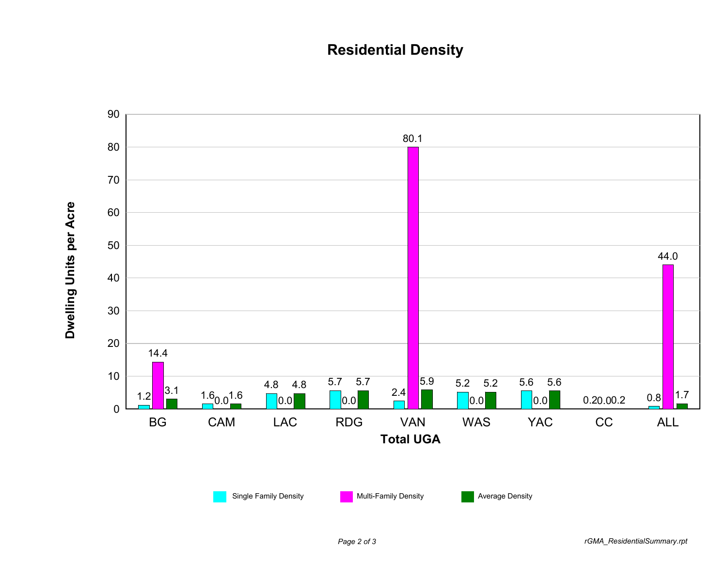# Residential Density

| Total UGA | Single Family Density | Multi-Family Density | Average Density |
|---|---|---|---|
| BG | 1.2 | 14.4 | 3.1 |
| CAM | 1.6 | 0.0 | 1.6 |
| LAC | 4.8 | 0.0 | 4.8 |
| RDG | 5.7 | 0.0 | 5.7 |
| VAN | 2.4 | 80.1 | 5.9 |
| WAS | 5.2 | 0.0 | 5.2 |
| YAC | 5.6 | 0.0 | 5.6 |
| CC | 0.2 | 0.0 | 0.2 |
| ALL | 0.8 | 44.0 | 1.7 |

Dwelling Units per Acre

rGMA_ResidentialSummary.rpt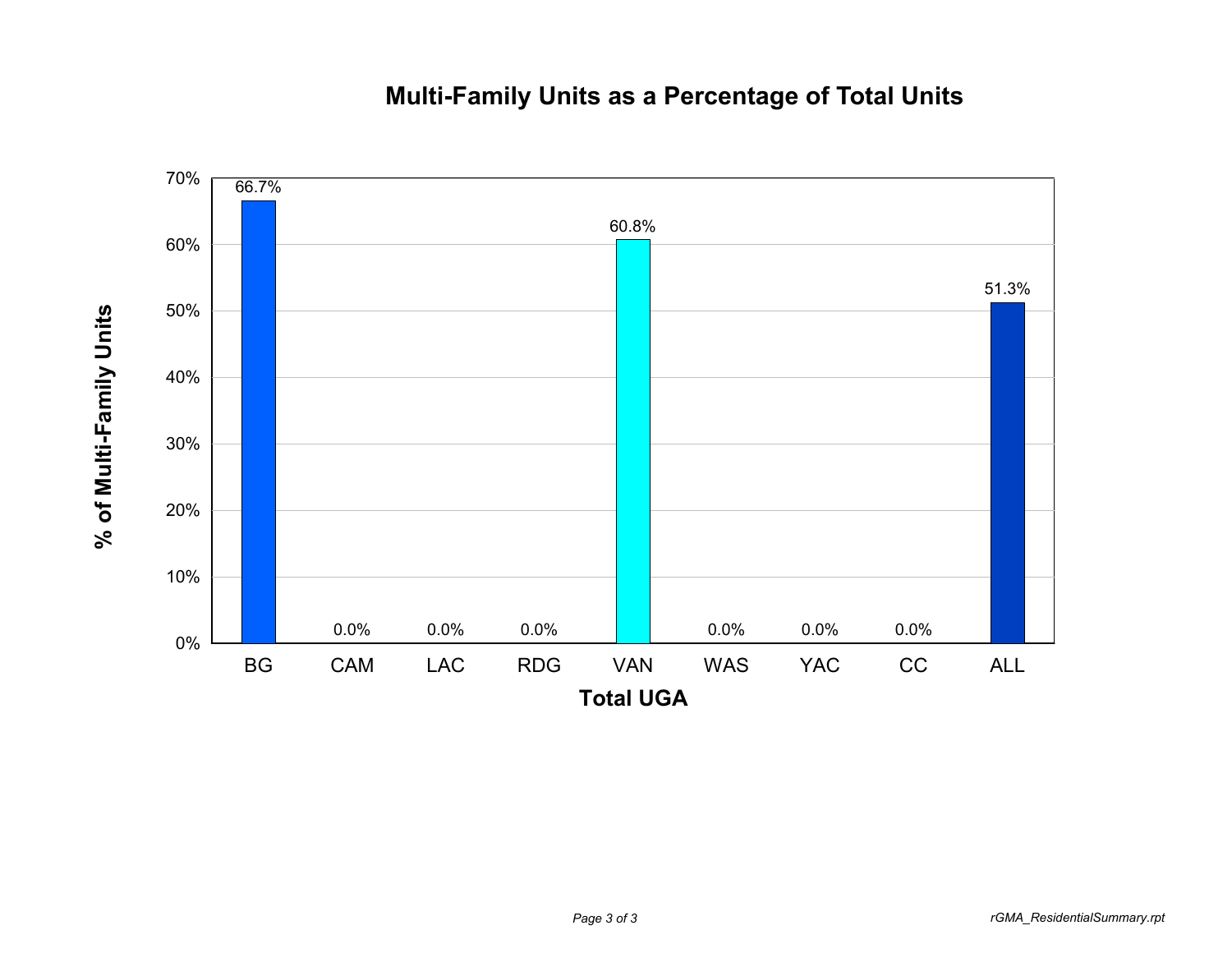## Multi-Family Units as a Percentage of Total Units

% of Multi-Family Units

70%
60%
50%
40%
30%
20%
10%
0%

66.7%
0.0%
0.0%
0.0%
60.8%
0.0%
0.0%
0.0%
51.3%

BG
CAM
LAC
RDG
VAN
WAS
YAC
CC
ALL

Total UGA

*rGMA_ResidentialSummary.rpt*